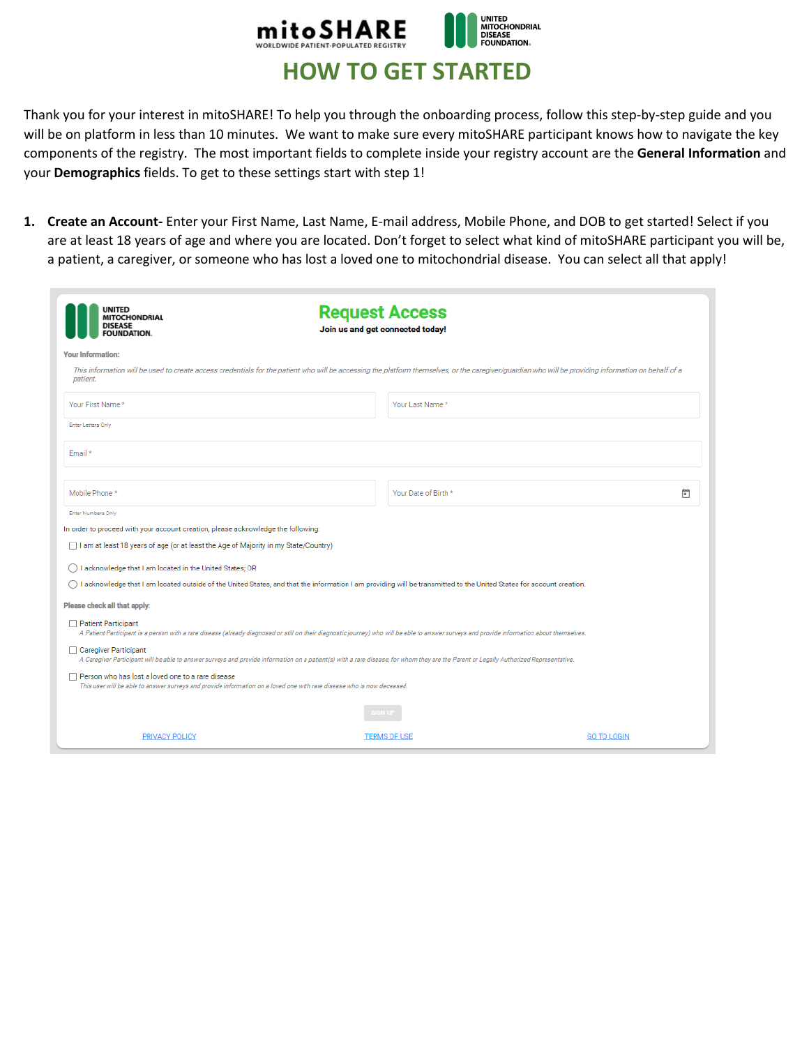mitoSHARE
WORLDWIDE PATIENT-POPULATED REGISTRY

UNITED MITOCHONDRIAL DISEASE FOUNDATION

# HOW TO GET STARTED

Thank you for your interest in mitoSHARE! To help you through the onboarding process, follow this step-by-step guide and you will be on platform in less than 10 minutes. We want to make sure every mitoSHARE participant knows how to navigate the key components of the registry. The most important fields to complete inside your registry account are the **General Information** and your **Demographics** fields. To get to these settings start with step 1!

1. **Create an Account-** Enter your First Name, Last Name, E-mail address, Mobile Phone, and DOB to get started! Select if you are at least 18 years of age and where you are located. Don't forget to select what kind of mitoSHARE participant you will be, a patient, a caregiver, or someone who has lost a loved one to mitochondrial disease. You can select all that apply!

UNITED MITOCHONDRIAL DISEASE FOUNDATION

**Request Access**

**Join us and get connected today!**

**Your Information:**

*This information will be used to create access credentials for the patient who will be accessing the platform themselves, or the caregiver/guardian who will be providing information on behalf of a patient.*

Your First Name *

Enter Letters Only

Your Last Name *

Email *

Mobile Phone *

Enter Numbers Only

Your Date of Birth *

In order to proceed with your account creation, please acknowledge the following.

- [ ] I am at least 18 years of age (or at least the Age of Majority in my State/Country)

- ( ) I acknowledge that I am located in the United States; OR
- ( ) I acknowledge that I am located outside of the United States, and that the information I am providing will be transmitted to the United States for account creation.

**Please check all that apply:**

- [ ] Patient Participant
  *A Patient Participant is a person with a rare disease (already diagnosed or still on their diagnostic journey) who will be able to answer surveys and provide information about themselves.*
- [ ] Caregiver Participant
  *A Caregiver Participant will be able to answer surveys and provide information on a patient(s) with a rare disease, for whom they are the Parent or Legally Authorized Representative.*
- [ ] Person who has lost a loved one to a rare disease
  *This user will be able to answer surveys and provide information on a loved one with rare disease who is now deceased.*

SIGN UP

PRIVACY POLICY | TERMS OF USE | GO TO LOGIN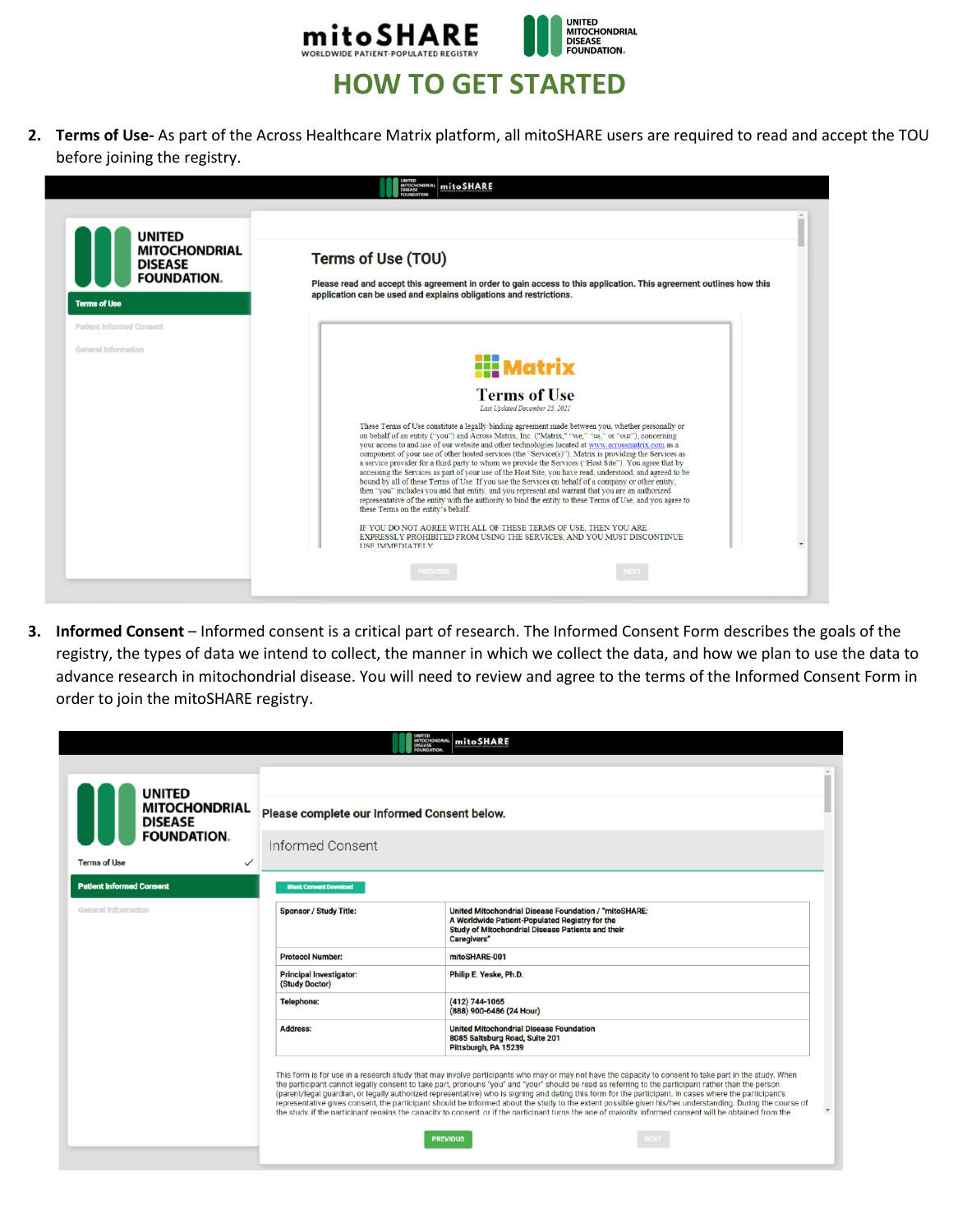mitoSHARE WORLDWIDE PATIENT-POPULATED REGISTRY | UNITED MITOCHONDRIAL DISEASE FOUNDATION

# HOW TO GET STARTED

2. **Terms of Use-** As part of the Across Healthcare Matrix platform, all mitoSHARE users are required to read and accept the TOU before joining the registry.

3. **Informed Consent** – Informed consent is a critical part of research. The Informed Consent Form describes the goals of the registry, the types of data we intend to collect, the manner in which we collect the data, and how we plan to use the data to advance research in mitochondrial disease. You will need to review and agree to the terms of the Informed Consent Form in order to join the mitoSHARE registry.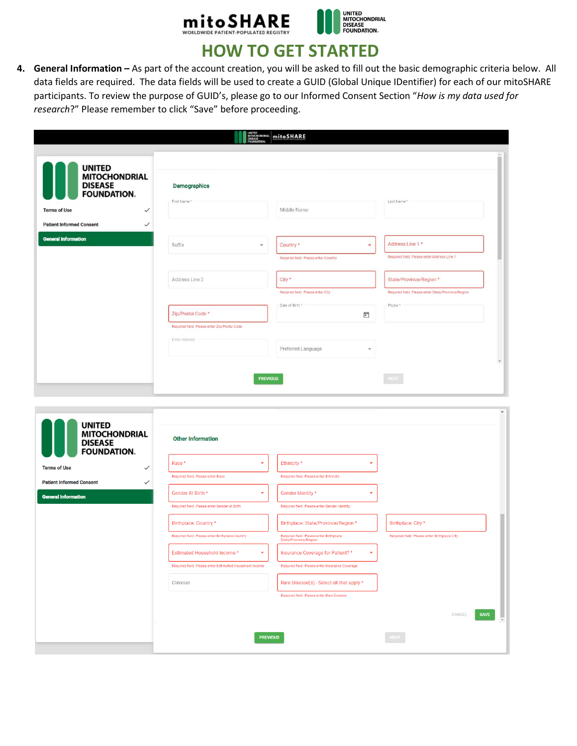# HOW TO GET STARTED

4. **General Information –** As part of the account creation, you will be asked to fill out the basic demographic criteria below. All data fields are required. The data fields will be used to create a GUID (Global Unique IDentifier) for each of our mitoSHARE participants. To review the purpose of GUID's, please go to our Informed Consent Section "*How is my data used for research*?" Please remember to click "Save" before proceeding.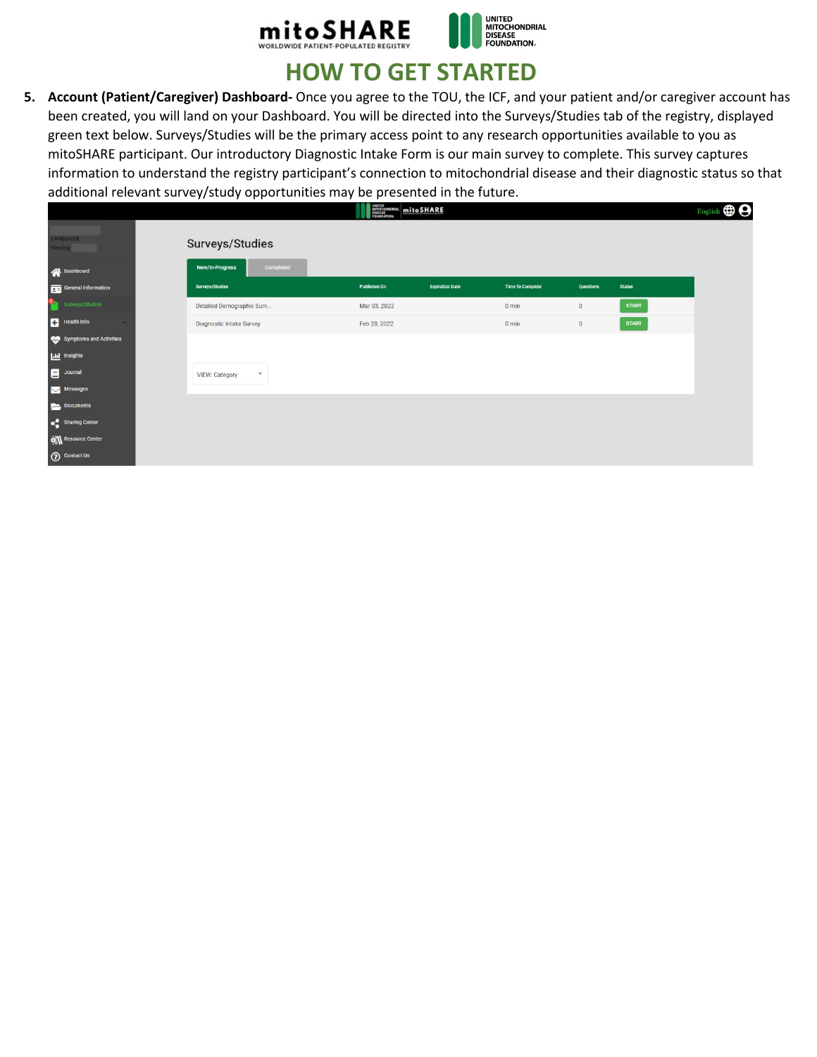# HOW TO GET STARTED

5. **Account (Patient/Caregiver) Dashboard-** Once you agree to the TOU, the ICF, and your patient and/or caregiver account has been created, you will land on your Dashboard. You will be directed into the Surveys/Studies tab of the registry, displayed green text below. Surveys/Studies will be the primary access point to any research opportunities available to you as mitoSHARE participant. Our introductory Diagnostic Intake Form is our main survey to complete. This survey captures information to understand the registry participant's connection to mitochondrial disease and their diagnostic status so that additional relevant survey/study opportunities may be presented in the future.